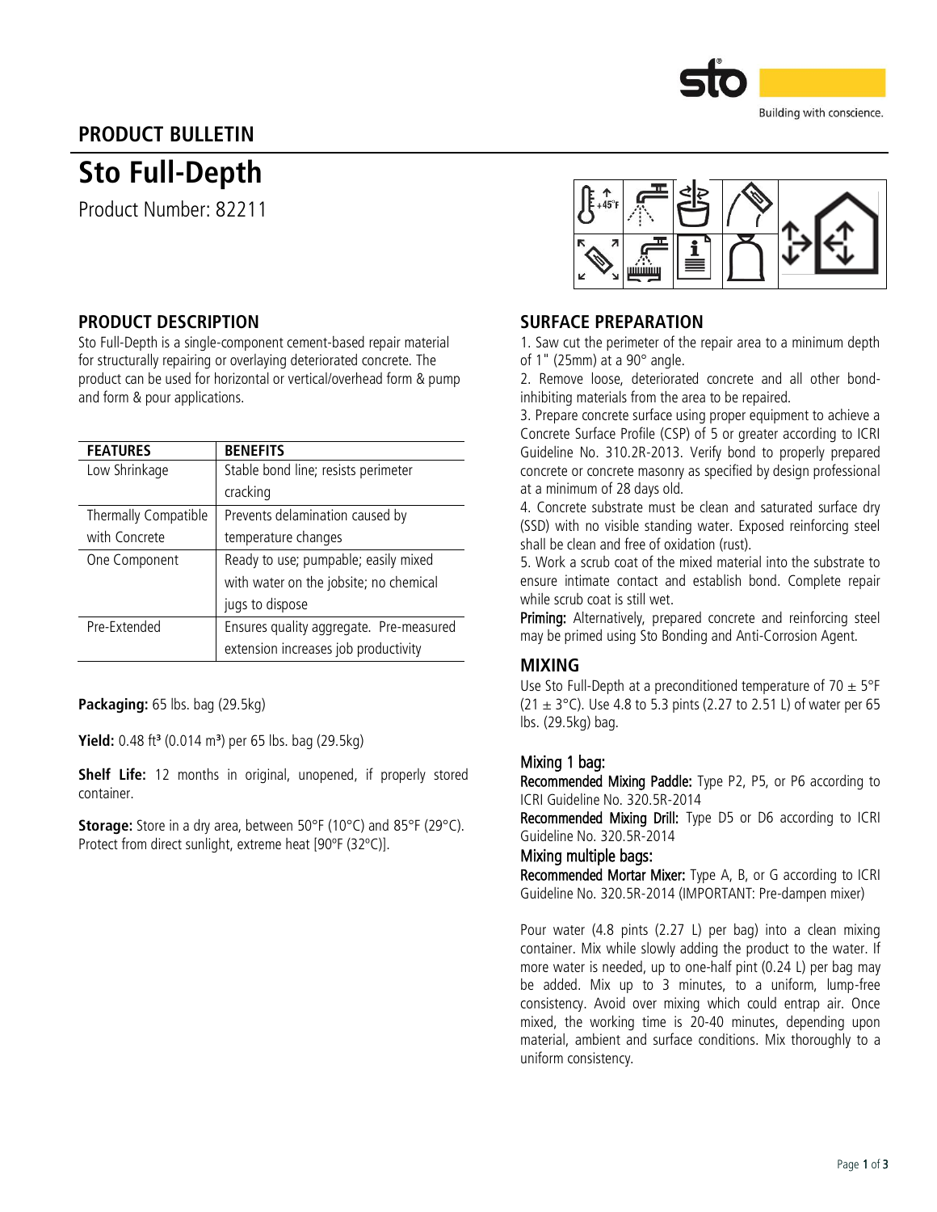## PRODUCT BULLETIN

# Sto Full-Depth

Product Number: 82211

## PRODUCT DESCRIPTION

Sto Full-Depth is a single-component cement-based repair material for structurally repairing or overlaying deteriorated concrete. The product can be used for horizontal or vertical/overhead form & pump and form & pour applications.

| FEATURES | BENEFITS |
|---|---|
| Low Shrinkage | Stable bond line; resists perimeter cracking |
| Thermally Compatible with Concrete | Prevents delamination caused by temperature changes |
| One Component | Ready to use; pumpable; easily mixed with water on the jobsite; no chemical jugs to dispose |
| Pre-Extended | Ensures quality aggregate. Pre-measured extension increases job productivity |

**Packaging:** 65 lbs. bag (29.5kg)

**Yield:** 0.48 ft³ (0.014 m³) per 65 lbs. bag (29.5kg)

**Shelf Life:** 12 months in original, unopened, if properly stored container.

**Storage:** Store in a dry area, between 50°F (10°C) and 85°F (29°C). Protect from direct sunlight, extreme heat [90ºF (32ºC)].

## SURFACE PREPARATION

1. Saw cut the perimeter of the repair area to a minimum depth of 1" (25mm) at a 90° angle.
2. Remove loose, deteriorated concrete and all other bond-inhibiting materials from the area to be repaired.
3. Prepare concrete surface using proper equipment to achieve a Concrete Surface Profile (CSP) of 5 or greater according to ICRI Guideline No. 310.2R-2013. Verify bond to properly prepared concrete or concrete masonry as specified by design professional at a minimum of 28 days old.
4. Concrete substrate must be clean and saturated surface dry (SSD) with no visible standing water. Exposed reinforcing steel shall be clean and free of oxidation (rust).
5. Work a scrub coat of the mixed material into the substrate to ensure intimate contact and establish bond. Complete repair while scrub coat is still wet.

**Priming:** Alternatively, prepared concrete and reinforcing steel may be primed using Sto Bonding and Anti-Corrosion Agent.

## MIXING

Use Sto Full-Depth at a preconditioned temperature of 70 ± 5°F (21 ± 3°C). Use 4.8 to 5.3 pints (2.27 to 2.51 L) of water per 65 lbs. (29.5kg) bag.

### Mixing 1 bag:

**Recommended Mixing Paddle:** Type P2, P5, or P6 according to ICRI Guideline No. 320.5R-2014

**Recommended Mixing Drill:** Type D5 or D6 according to ICRI Guideline No. 320.5R-2014

### Mixing multiple bags:

**Recommended Mortar Mixer:** Type A, B, or G according to ICRI Guideline No. 320.5R-2014 (IMPORTANT: Pre-dampen mixer)

Pour water (4.8 pints (2.27 L) per bag) into a clean mixing container. Mix while slowly adding the product to the water. If more water is needed, up to one-half pint (0.24 L) per bag may be added. Mix up to 3 minutes, to a uniform, lump-free consistency. Avoid over mixing which could entrap air. Once mixed, the working time is 20-40 minutes, depending upon material, ambient and surface conditions. Mix thoroughly to a uniform consistency.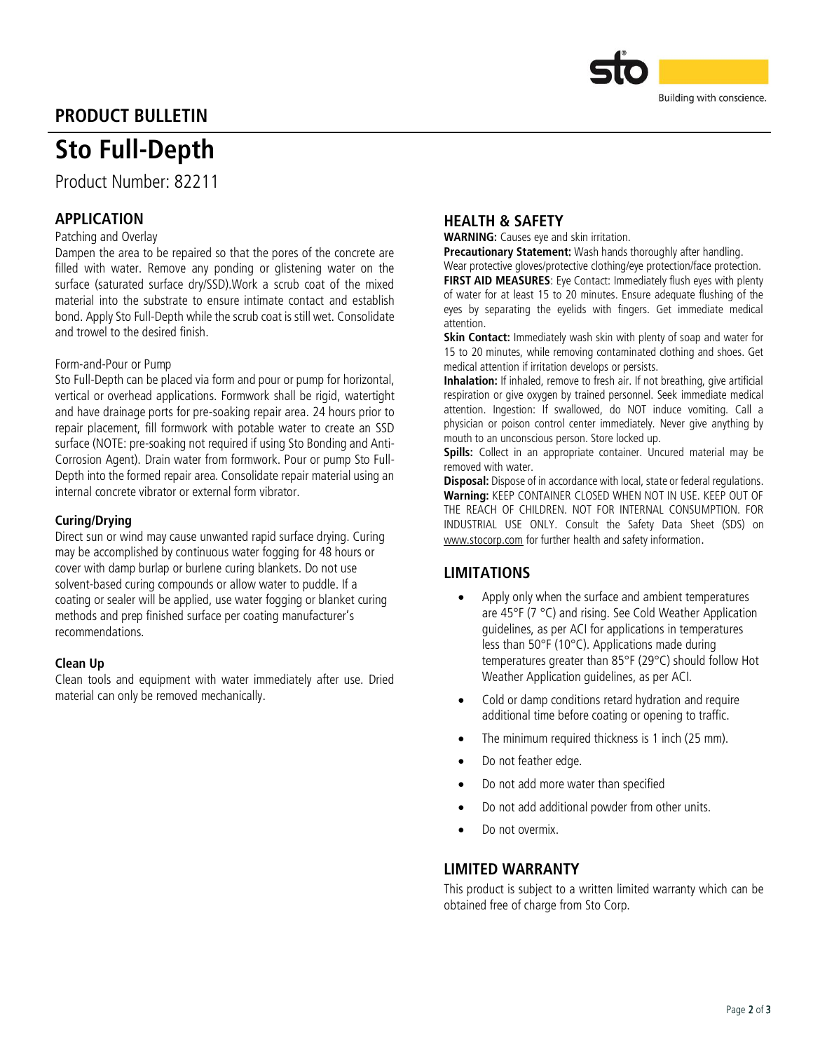## PRODUCT BULLETIN

# Sto Full-Depth

Product Number: 82211

## APPLICATION

Patching and Overlay

Dampen the area to be repaired so that the pores of the concrete are filled with water. Remove any ponding or glistening water on the surface (saturated surface dry/SSD).Work a scrub coat of the mixed material into the substrate to ensure intimate contact and establish bond. Apply Sto Full-Depth while the scrub coat is still wet. Consolidate and trowel to the desired finish.

Form-and-Pour or Pump

Sto Full-Depth can be placed via form and pour or pump for horizontal, vertical or overhead applications. Formwork shall be rigid, watertight and have drainage ports for pre-soaking repair area. 24 hours prior to repair placement, fill formwork with potable water to create an SSD surface (NOTE: pre-soaking not required if using Sto Bonding and Anti-Corrosion Agent). Drain water from formwork. Pour or pump Sto Full-Depth into the formed repair area. Consolidate repair material using an internal concrete vibrator or external form vibrator.

### Curing/Drying

Direct sun or wind may cause unwanted rapid surface drying. Curing may be accomplished by continuous water fogging for 48 hours or cover with damp burlap or burlene curing blankets. Do not use solvent-based curing compounds or allow water to puddle. If a coating or sealer will be applied, use water fogging or blanket curing methods and prep finished surface per coating manufacturer's recommendations.

### Clean Up

Clean tools and equipment with water immediately after use. Dried material can only be removed mechanically.

## HEALTH & SAFETY

**WARNING:** Causes eye and skin irritation.

**Precautionary Statement:** Wash hands thoroughly after handling. Wear protective gloves/protective clothing/eye protection/face protection.

**FIRST AID MEASURES**: Eye Contact: Immediately flush eyes with plenty of water for at least 15 to 20 minutes. Ensure adequate flushing of the eyes by separating the eyelids with fingers. Get immediate medical attention.

**Skin Contact:** Immediately wash skin with plenty of soap and water for 15 to 20 minutes, while removing contaminated clothing and shoes. Get medical attention if irritation develops or persists.

**Inhalation:** If inhaled, remove to fresh air. If not breathing, give artificial respiration or give oxygen by trained personnel. Seek immediate medical attention. Ingestion: If swallowed, do NOT induce vomiting. Call a physician or poison control center immediately. Never give anything by mouth to an unconscious person. Store locked up.

**Spills:** Collect in an appropriate container. Uncured material may be removed with water.

**Disposal:** Dispose of in accordance with local, state or federal regulations.

**Warning:** KEEP CONTAINER CLOSED WHEN NOT IN USE. KEEP OUT OF THE REACH OF CHILDREN. NOT FOR INTERNAL CONSUMPTION. FOR INDUSTRIAL USE ONLY. Consult the Safety Data Sheet (SDS) on www.stocorp.com for further health and safety information.

## LIMITATIONS

- Apply only when the surface and ambient temperatures are 45°F (7 °C) and rising. See Cold Weather Application guidelines, as per ACI for applications in temperatures less than 50°F (10°C). Applications made during temperatures greater than 85°F (29°C) should follow Hot Weather Application guidelines, as per ACI.
- Cold or damp conditions retard hydration and require additional time before coating or opening to traffic.
- The minimum required thickness is 1 inch (25 mm).
- Do not feather edge.
- Do not add more water than specified
- Do not add additional powder from other units.
- Do not overmix.

## LIMITED WARRANTY

This product is subject to a written limited warranty which can be obtained free of charge from Sto Corp.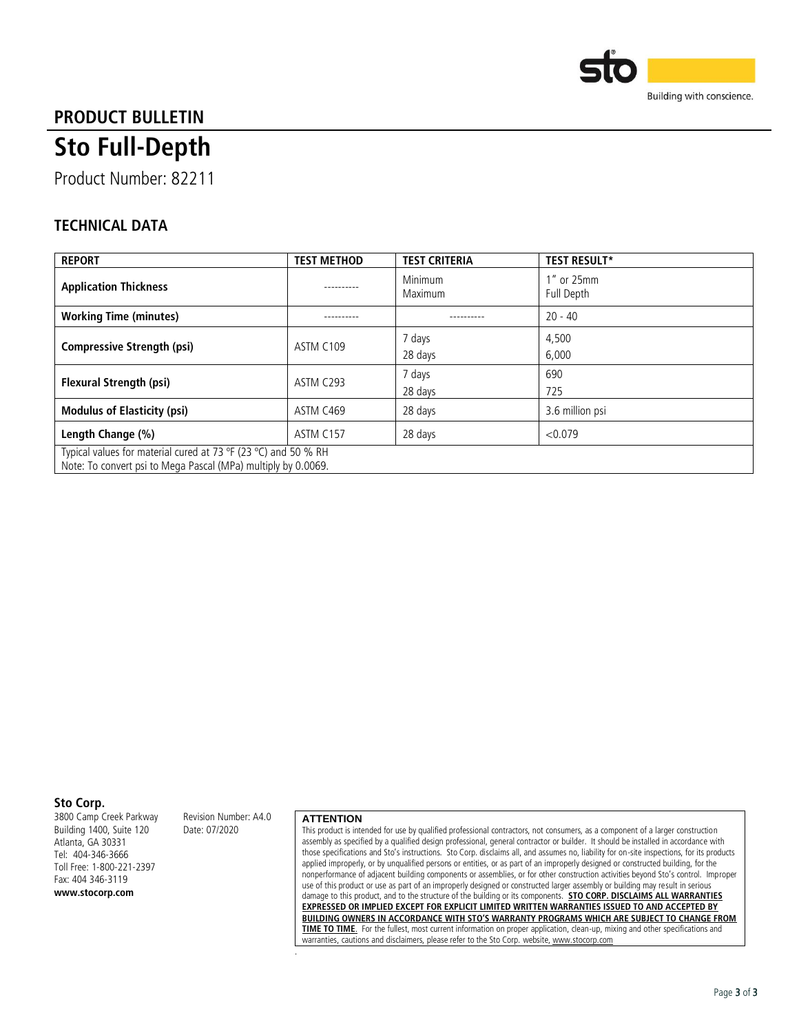## PRODUCT BULLETIN

# Sto Full-Depth

Product Number: 82211

## TECHNICAL DATA

| REPORT | TEST METHOD | TEST CRITERIA | TEST RESULT* |
|---|---|---|---|
| **Application Thickness** | ---------- | Minimum<br>Maximum | 1" or 25mm<br>Full Depth |
| **Working Time (minutes)** | ---------- | ---------- | 20 - 40 |
| **Compressive Strength (psi)** | ASTM C109 | 7 days<br>28 days | 4,500<br>6,000 |
| **Flexural Strength (psi)** | ASTM C293 | 7 days<br>28 days | 690<br>725 |
| **Modulus of Elasticity (psi)** | ASTM C469 | 28 days | 3.6 million psi |
| **Length Change (%)** | ASTM C157 | 28 days | <0.079 |
| Typical values for material cured at 73 °F (23 °C) and 50 % RH<br>Note: To convert psi to Mega Pascal (MPa) multiply by 0.0069. | | | |

**Sto Corp.**
3800 Camp Creek Parkway
Building 1400, Suite 120
Atlanta, GA 30331
Tel: 404-346-3666
Toll Free: 1-800-221-2397
Fax: 404 346-3119
**www.stocorp.com**

Revision Number: A4.0
Date: 07/2020

**ATTENTION**

This product is intended for use by qualified professional contractors, not consumers, as a component of a larger construction assembly as specified by a qualified design professional, general contractor or builder. It should be installed in accordance with those specifications and Sto's instructions. Sto Corp. disclaims all, and assumes no, liability for on-site inspections, for its products applied improperly, or by unqualified persons or entities, or as part of an improperly designed or constructed building, for the nonperformance of adjacent building components or assemblies, or for other construction activities beyond Sto's control. Improper use of this product or use as part of an improperly designed or constructed larger assembly or building may result in serious damage to this product, and to the structure of the building or its components. **STO CORP. DISCLAIMS ALL WARRANTIES EXPRESSED OR IMPLIED EXCEPT FOR EXPLICIT LIMITED WRITTEN WARRANTIES ISSUED TO AND ACCEPTED BY BUILDING OWNERS IN ACCORDANCE WITH STO'S WARRANTY PROGRAMS WHICH ARE SUBJECT TO CHANGE FROM TIME TO TIME.** For the fullest, most current information on proper application, clean-up, mixing and other specifications and warranties, cautions and disclaimers, please refer to the Sto Corp. website, www.stocorp.com